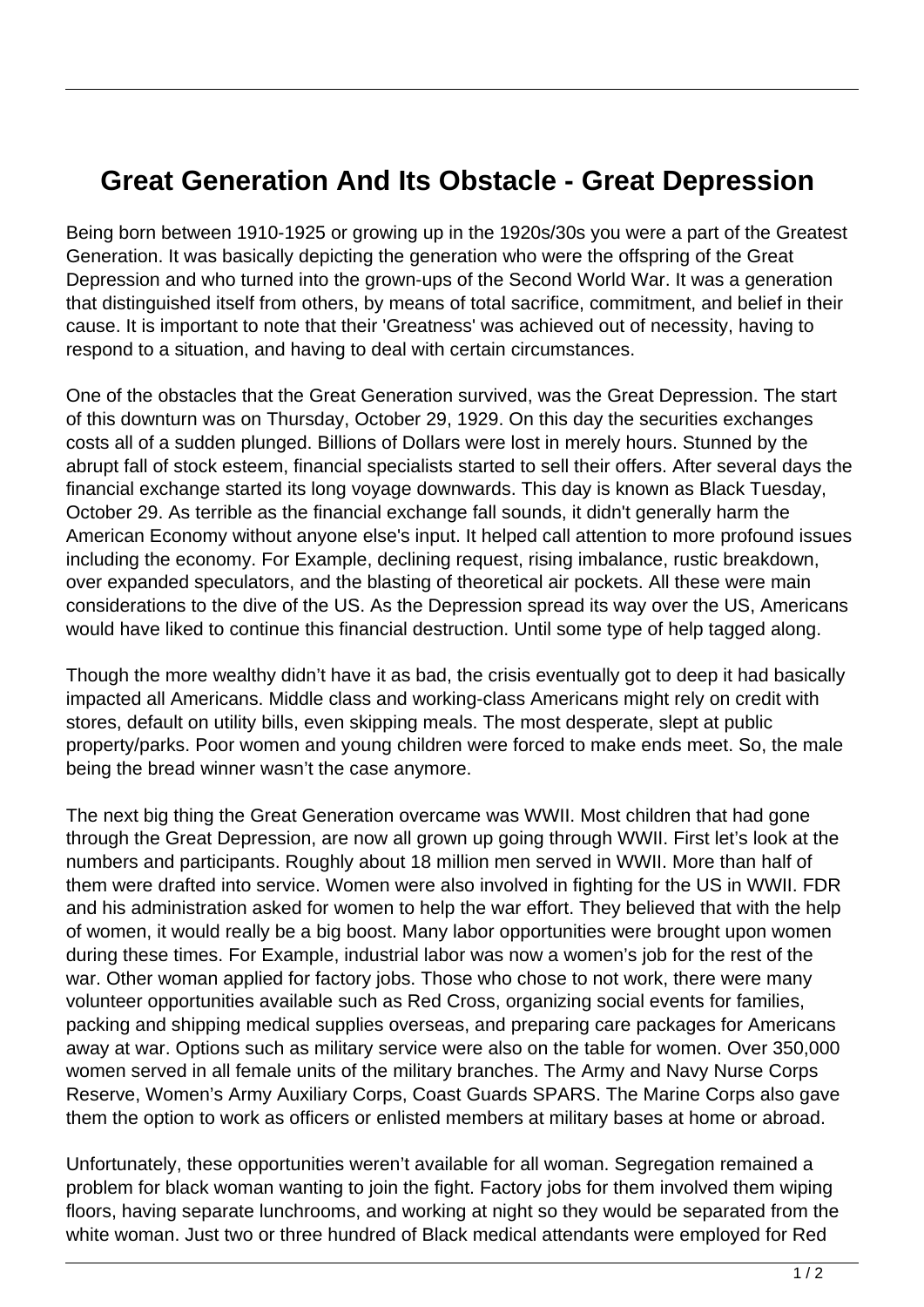# Great Generation And Its Obstacle - Great Depression

Being born between 1910-1925 or growing up in the 1920s/30s you were a part of the Greatest Generation. It was basically depicting the generation who were the offspring of the Great Depression and who turned into the grown-ups of the Second World War. It was a generation that distinguished itself from others, by means of total sacrifice, commitment, and belief in their cause. It is important to note that their 'Greatness' was achieved out of necessity, having to respond to a situation, and having to deal with certain circumstances.

One of the obstacles that the Great Generation survived, was the Great Depression. The start of this downturn was on Thursday, October 29, 1929. On this day the securities exchanges costs all of a sudden plunged. Billions of Dollars were lost in merely hours. Stunned by the abrupt fall of stock esteem, financial specialists started to sell their offers. After several days the financial exchange started its long voyage downwards. This day is known as Black Tuesday, October 29. As terrible as the financial exchange fall sounds, it didn't generally harm the American Economy without anyone else's input. It helped call attention to more profound issues including the economy. For Example, declining request, rising imbalance, rustic breakdown, over expanded speculators, and the blasting of theoretical air pockets. All these were main considerations to the dive of the US. As the Depression spread its way over the US, Americans would have liked to continue this financial destruction. Until some type of help tagged along.

Though the more wealthy didn't have it as bad, the crisis eventually got to deep it had basically impacted all Americans. Middle class and working-class Americans might rely on credit with stores, default on utility bills, even skipping meals. The most desperate, slept at public property/parks. Poor women and young children were forced to make ends meet. So, the male being the bread winner wasn't the case anymore.

The next big thing the Great Generation overcame was WWII. Most children that had gone through the Great Depression, are now all grown up going through WWII. First let's look at the numbers and participants. Roughly about 18 million men served in WWII. More than half of them were drafted into service. Women were also involved in fighting for the US in WWII. FDR and his administration asked for women to help the war effort. They believed that with the help of women, it would really be a big boost. Many labor opportunities were brought upon women during these times. For Example, industrial labor was now a women's job for the rest of the war. Other woman applied for factory jobs. Those who chose to not work, there were many volunteer opportunities available such as Red Cross, organizing social events for families, packing and shipping medical supplies overseas, and preparing care packages for Americans away at war. Options such as military service were also on the table for women. Over 350,000 women served in all female units of the military branches. The Army and Navy Nurse Corps Reserve, Women's Army Auxiliary Corps, Coast Guards SPARS. The Marine Corps also gave them the option to work as officers or enlisted members at military bases at home or abroad.

Unfortunately, these opportunities weren't available for all woman. Segregation remained a problem for black woman wanting to join the fight. Factory jobs for them involved them wiping floors, having separate lunchrooms, and working at night so they would be separated from the white woman. Just two or three hundred of Black medical attendants were employed for Red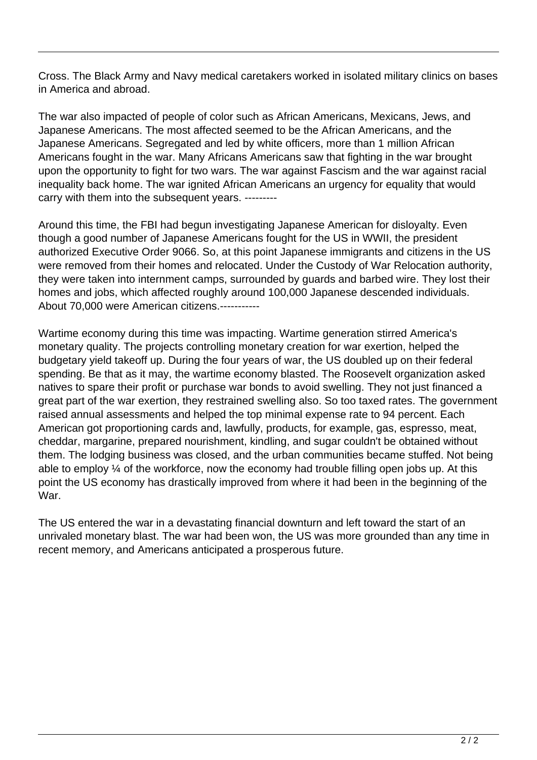Cross. The Black Army and Navy medical caretakers worked in isolated military clinics on bases in America and abroad.

The war also impacted of people of color such as African Americans, Mexicans, Jews, and Japanese Americans. The most affected seemed to be the African Americans, and the Japanese Americans. Segregated and led by white officers, more than 1 million African Americans fought in the war. Many Africans Americans saw that fighting in the war brought upon the opportunity to fight for two wars. The war against Fascism and the war against racial inequality back home. The war ignited African Americans an urgency for equality that would carry with them into the subsequent years. ---------

Around this time, the FBI had begun investigating Japanese American for disloyalty. Even though a good number of Japanese Americans fought for the US in WWII, the president authorized Executive Order 9066. So, at this point Japanese immigrants and citizens in the US were removed from their homes and relocated. Under the Custody of War Relocation authority, they were taken into internment camps, surrounded by guards and barbed wire. They lost their homes and jobs, which affected roughly around 100,000 Japanese descended individuals. About 70,000 were American citizens.-----------

Wartime economy during this time was impacting. Wartime generation stirred America's monetary quality. The projects controlling monetary creation for war exertion, helped the budgetary yield takeoff up. During the four years of war, the US doubled up on their federal spending. Be that as it may, the wartime economy blasted. The Roosevelt organization asked natives to spare their profit or purchase war bonds to avoid swelling. They not just financed a great part of the war exertion, they restrained swelling also. So too taxed rates. The government raised annual assessments and helped the top minimal expense rate to 94 percent. Each American got proportioning cards and, lawfully, products, for example, gas, espresso, meat, cheddar, margarine, prepared nourishment, kindling, and sugar couldn't be obtained without them. The lodging business was closed, and the urban communities became stuffed. Not being able to employ ¼ of the workforce, now the economy had trouble filling open jobs up. At this point the US economy has drastically improved from where it had been in the beginning of the War.

The US entered the war in a devastating financial downturn and left toward the start of an unrivaled monetary blast. The war had been won, the US was more grounded than any time in recent memory, and Americans anticipated a prosperous future.